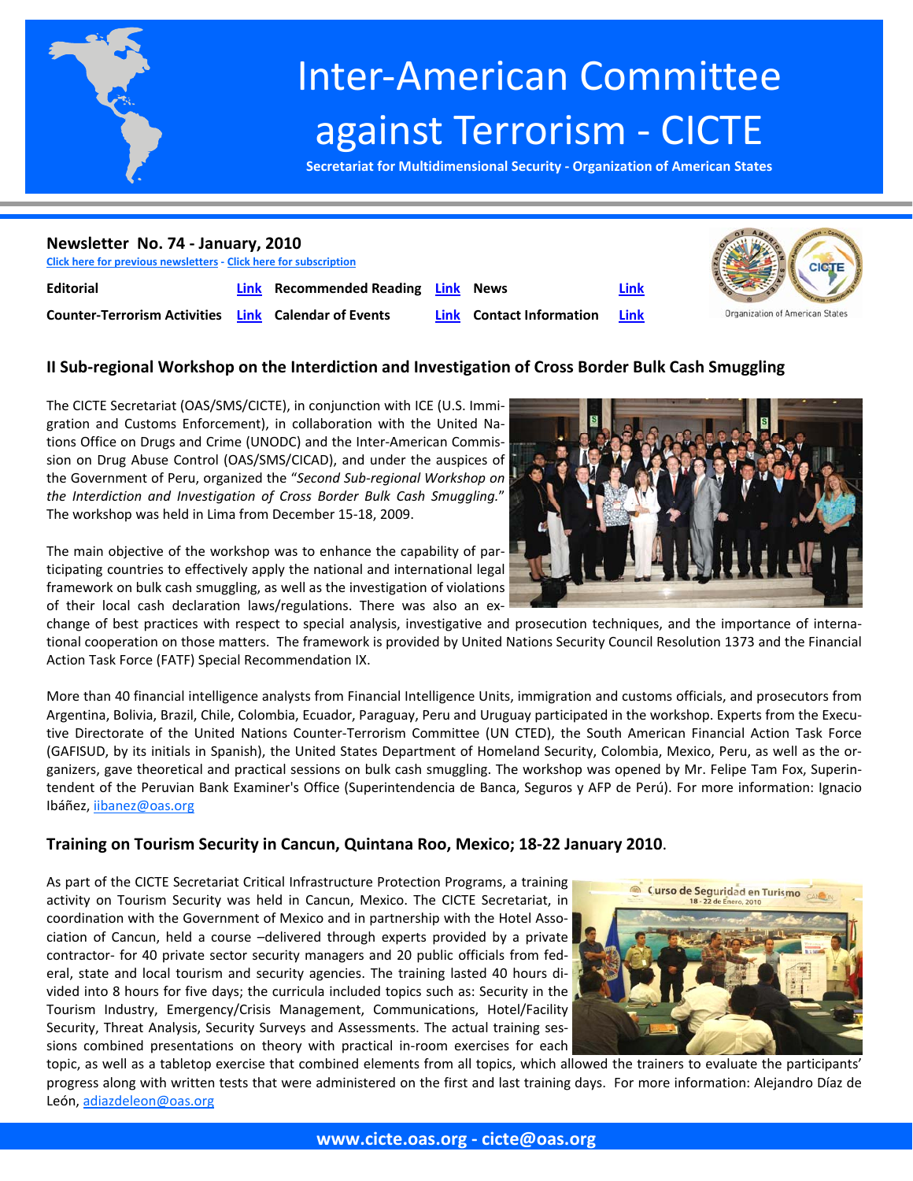# Inter-American Committee against Terrorism - CICTE

**Secretariat for Multidimensional Security - Organization of American States**

## Newsletter No. 74 - January, 2010

Click here for previous newsletters - Click here for subscription

| | | | | | |
|---|---|---|---|---|---|
| **Editorial** | Link | **Recommended Reading** | Link | **News** | Link |
| **Counter-Terrorism Activities** | Link | **Calendar of Events** | Link | **Contact Information** | Link |

Organization of American States

### II Sub-regional Workshop on the Interdiction and Investigation of Cross Border Bulk Cash Smuggling

The CICTE Secretariat (OAS/SMS/CICTE), in conjunction with ICE (U.S. Immigration and Customs Enforcement), in collaboration with the United Nations Office on Drugs and Crime (UNODC) and the Inter-American Commission on Drug Abuse Control (OAS/SMS/CICAD), and under the auspices of the Government of Peru, organized the "*Second Sub-regional Workshop on the Interdiction and Investigation of Cross Border Bulk Cash Smuggling.*" The workshop was held in Lima from December 15-18, 2009.

The main objective of the workshop was to enhance the capability of participating countries to effectively apply the national and international legal framework on bulk cash smuggling, as well as the investigation of violations of their local cash declaration laws/regulations. There was also an exchange of best practices with respect to special analysis, investigative and prosecution techniques, and the importance of international cooperation on those matters. The framework is provided by United Nations Security Council Resolution 1373 and the Financial Action Task Force (FATF) Special Recommendation IX.

More than 40 financial intelligence analysts from Financial Intelligence Units, immigration and customs officials, and prosecutors from Argentina, Bolivia, Brazil, Chile, Colombia, Ecuador, Paraguay, Peru and Uruguay participated in the workshop. Experts from the Executive Directorate of the United Nations Counter-Terrorism Committee (UN CTED), the South American Financial Action Task Force (GAFISUD, by its initials in Spanish), the United States Department of Homeland Security, Colombia, Mexico, Peru, as well as the organizers, gave theoretical and practical sessions on bulk cash smuggling. The workshop was opened by Mr. Felipe Tam Fox, Superintendent of the Peruvian Bank Examiner's Office (Superintendencia de Banca, Seguros y AFP de Perú). For more information: Ignacio Ibáñez, iibanez@oas.org

### Training on Tourism Security in Cancun, Quintana Roo, Mexico; 18-22 January 2010.

As part of the CICTE Secretariat Critical Infrastructure Protection Programs, a training activity on Tourism Security was held in Cancun, Mexico. The CICTE Secretariat, in coordination with the Government of Mexico and in partnership with the Hotel Association of Cancun, held a course –delivered through experts provided by a private contractor- for 40 private sector security managers and 20 public officials from federal, state and local tourism and security agencies. The training lasted 40 hours divided into 8 hours for five days; the curricula included topics such as: Security in the Tourism Industry, Emergency/Crisis Management, Communications, Hotel/Facility Security, Threat Analysis, Security Surveys and Assessments. The actual training sessions combined presentations on theory with practical in-room exercises for each topic, as well as a tabletop exercise that combined elements from all topics, which allowed the trainers to evaluate the participants' progress along with written tests that were administered on the first and last training days. For more information: Alejandro Díaz de León, adiazdeleon@oas.org

www.cicte.oas.org - cicte@oas.org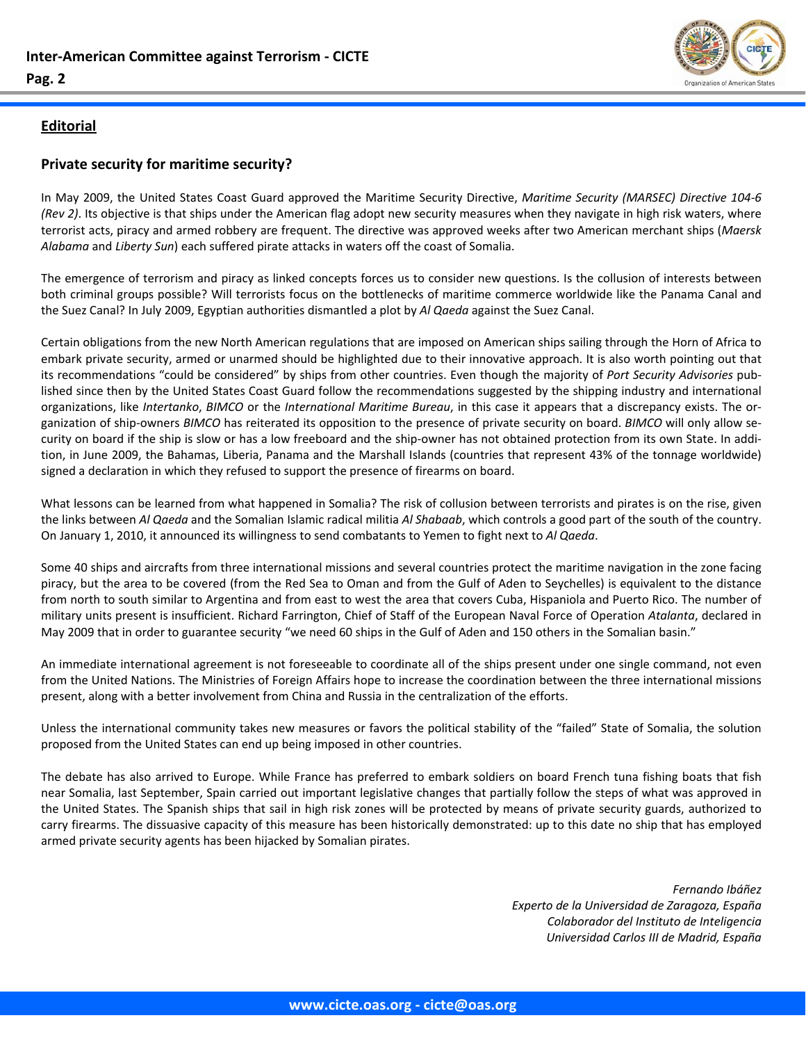## Editorial

### Private security for maritime security?

In May 2009, the United States Coast Guard approved the Maritime Security Directive, *Maritime Security (MARSEC) Directive 104-6 (Rev 2)*. Its objective is that ships under the American flag adopt new security measures when they navigate in high risk waters, where terrorist acts, piracy and armed robbery are frequent. The directive was approved weeks after two American merchant ships (*Maersk Alabama* and *Liberty Sun*) each suffered pirate attacks in waters off the coast of Somalia.

The emergence of terrorism and piracy as linked concepts forces us to consider new questions. Is the collusion of interests between both criminal groups possible? Will terrorists focus on the bottlenecks of maritime commerce worldwide like the Panama Canal and the Suez Canal? In July 2009, Egyptian authorities dismantled a plot by *Al Qaeda* against the Suez Canal.

Certain obligations from the new North American regulations that are imposed on American ships sailing through the Horn of Africa to embark private security, armed or unarmed should be highlighted due to their innovative approach. It is also worth pointing out that its recommendations "could be considered" by ships from other countries. Even though the majority of *Port Security Advisories* published since then by the United States Coast Guard follow the recommendations suggested by the shipping industry and international organizations, like *Intertanko*, *BIMCO* or the *International Maritime Bureau*, in this case it appears that a discrepancy exists. The organization of ship-owners *BIMCO* has reiterated its opposition to the presence of private security on board. *BIMCO* will only allow security on board if the ship is slow or has a low freeboard and the ship-owner has not obtained protection from its own State. In addition, in June 2009, the Bahamas, Liberia, Panama and the Marshall Islands (countries that represent 43% of the tonnage worldwide) signed a declaration in which they refused to support the presence of firearms on board.

What lessons can be learned from what happened in Somalia? The risk of collusion between terrorists and pirates is on the rise, given the links between *Al Qaeda* and the Somalian Islamic radical militia *Al Shabaab*, which controls a good part of the south of the country. On January 1, 2010, it announced its willingness to send combatants to Yemen to fight next to *Al Qaeda*.

Some 40 ships and aircrafts from three international missions and several countries protect the maritime navigation in the zone facing piracy, but the area to be covered (from the Red Sea to Oman and from the Gulf of Aden to Seychelles) is equivalent to the distance from north to south similar to Argentina and from east to west the area that covers Cuba, Hispaniola and Puerto Rico. The number of military units present is insufficient. Richard Farrington, Chief of Staff of the European Naval Force of Operation *Atalanta*, declared in May 2009 that in order to guarantee security "we need 60 ships in the Gulf of Aden and 150 others in the Somalian basin."

An immediate international agreement is not foreseeable to coordinate all of the ships present under one single command, not even from the United Nations. The Ministries of Foreign Affairs hope to increase the coordination between the three international missions present, along with a better involvement from China and Russia in the centralization of the efforts.

Unless the international community takes new measures or favors the political stability of the "failed" State of Somalia, the solution proposed from the United States can end up being imposed in other countries.

The debate has also arrived to Europe. While France has preferred to embark soldiers on board French tuna fishing boats that fish near Somalia, last September, Spain carried out important legislative changes that partially follow the steps of what was approved in the United States. The Spanish ships that sail in high risk zones will be protected by means of private security guards, authorized to carry firearms. The dissuasive capacity of this measure has been historically demonstrated: up to this date no ship that has employed armed private security agents has been hijacked by Somalian pirates.

*Fernando Ibáñez*
*Experto de la Universidad de Zaragoza, España*
*Colaborador del Instituto de Inteligencia*
*Universidad Carlos III de Madrid, España*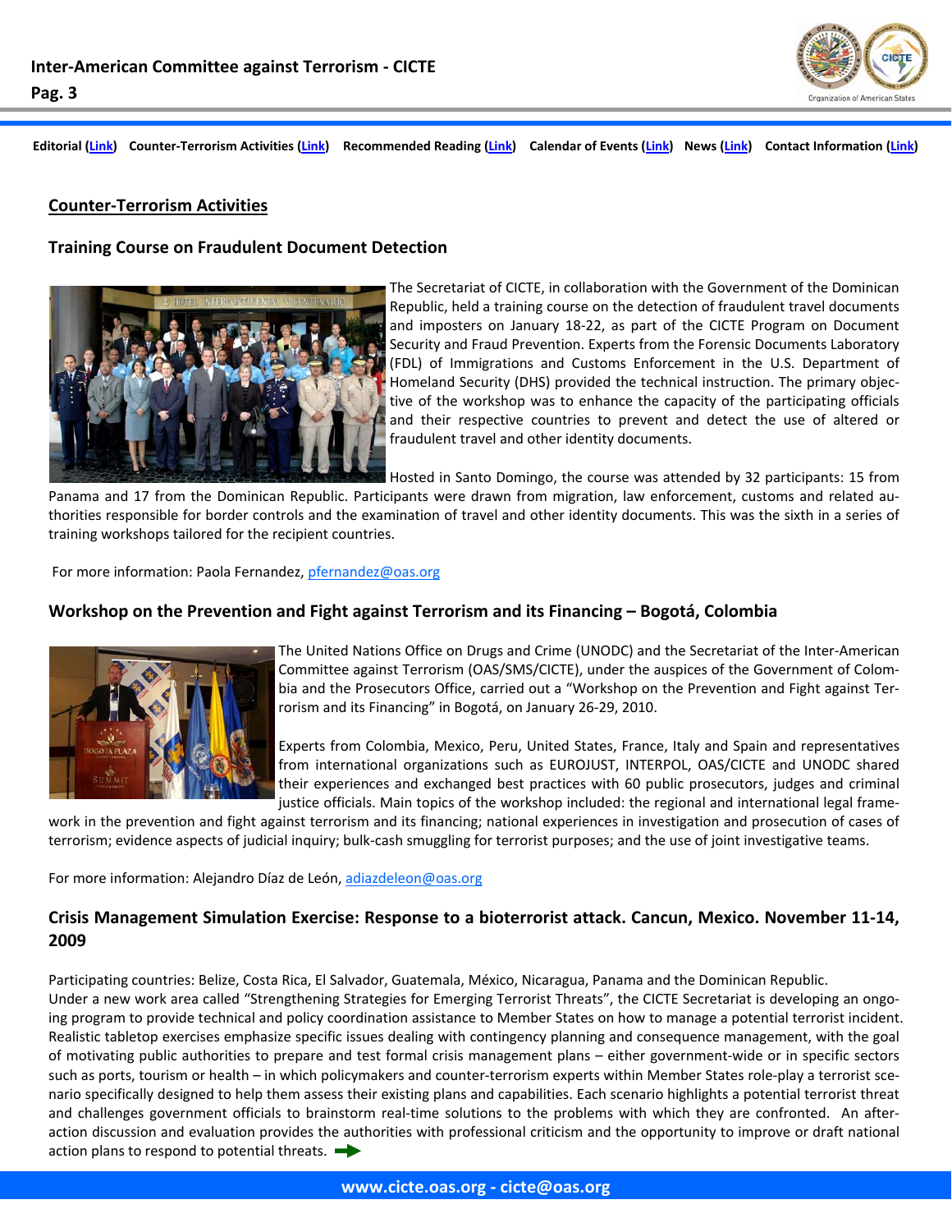Editorial (Link) Counter-Terrorism Activities (Link) Recommended Reading (Link) Calendar of Events (Link) News (Link) Contact Information (Link)

## Counter-Terrorism Activities

### Training Course on Fraudulent Document Detection

The Secretariat of CICTE, in collaboration with the Government of the Dominican Republic, held a training course on the detection of fraudulent travel documents and imposters on January 18-22, as part of the CICTE Program on Document Security and Fraud Prevention. Experts from the Forensic Documents Laboratory (FDL) of Immigrations and Customs Enforcement in the U.S. Department of Homeland Security (DHS) provided the technical instruction. The primary objective of the workshop was to enhance the capacity of the participating officials and their respective countries to prevent and detect the use of altered or fraudulent travel and other identity documents.

Hosted in Santo Domingo, the course was attended by 32 participants: 15 from Panama and 17 from the Dominican Republic. Participants were drawn from migration, law enforcement, customs and related authorities responsible for border controls and the examination of travel and other identity documents. This was the sixth in a series of training workshops tailored for the recipient countries.

For more information: Paola Fernandez, pfernandez@oas.org

### Workshop on the Prevention and Fight against Terrorism and its Financing – Bogotá, Colombia

The United Nations Office on Drugs and Crime (UNODC) and the Secretariat of the Inter-American Committee against Terrorism (OAS/SMS/CICTE), under the auspices of the Government of Colombia and the Prosecutors Office, carried out a "Workshop on the Prevention and Fight against Terrorism and its Financing" in Bogotá, on January 26-29, 2010.

Experts from Colombia, Mexico, Peru, United States, France, Italy and Spain and representatives from international organizations such as EUROJUST, INTERPOL, OAS/CICTE and UNODC shared their experiences and exchanged best practices with 60 public prosecutors, judges and criminal justice officials. Main topics of the workshop included: the regional and international legal framework in the prevention and fight against terrorism and its financing; national experiences in investigation and prosecution of cases of terrorism; evidence aspects of judicial inquiry; bulk-cash smuggling for terrorist purposes; and the use of joint investigative teams.

For more information: Alejandro Díaz de León, adiazdeleon@oas.org

### Crisis Management Simulation Exercise: Response to a bioterrorist attack. Cancun, Mexico. November 11-14, 2009

Participating countries: Belize, Costa Rica, El Salvador, Guatemala, México, Nicaragua, Panama and the Dominican Republic.

Under a new work area called "Strengthening Strategies for Emerging Terrorist Threats", the CICTE Secretariat is developing an ongoing program to provide technical and policy coordination assistance to Member States on how to manage a potential terrorist incident. Realistic tabletop exercises emphasize specific issues dealing with contingency planning and consequence management, with the goal of motivating public authorities to prepare and test formal crisis management plans – either government-wide or in specific sectors such as ports, tourism or health – in which policymakers and counter-terrorism experts within Member States role-play a terrorist scenario specifically designed to help them assess their existing plans and capabilities. Each scenario highlights a potential terrorist threat and challenges government officials to brainstorm real-time solutions to the problems with which they are confronted. An after-action discussion and evaluation provides the authorities with professional criticism and the opportunity to improve or draft national action plans to respond to potential threats.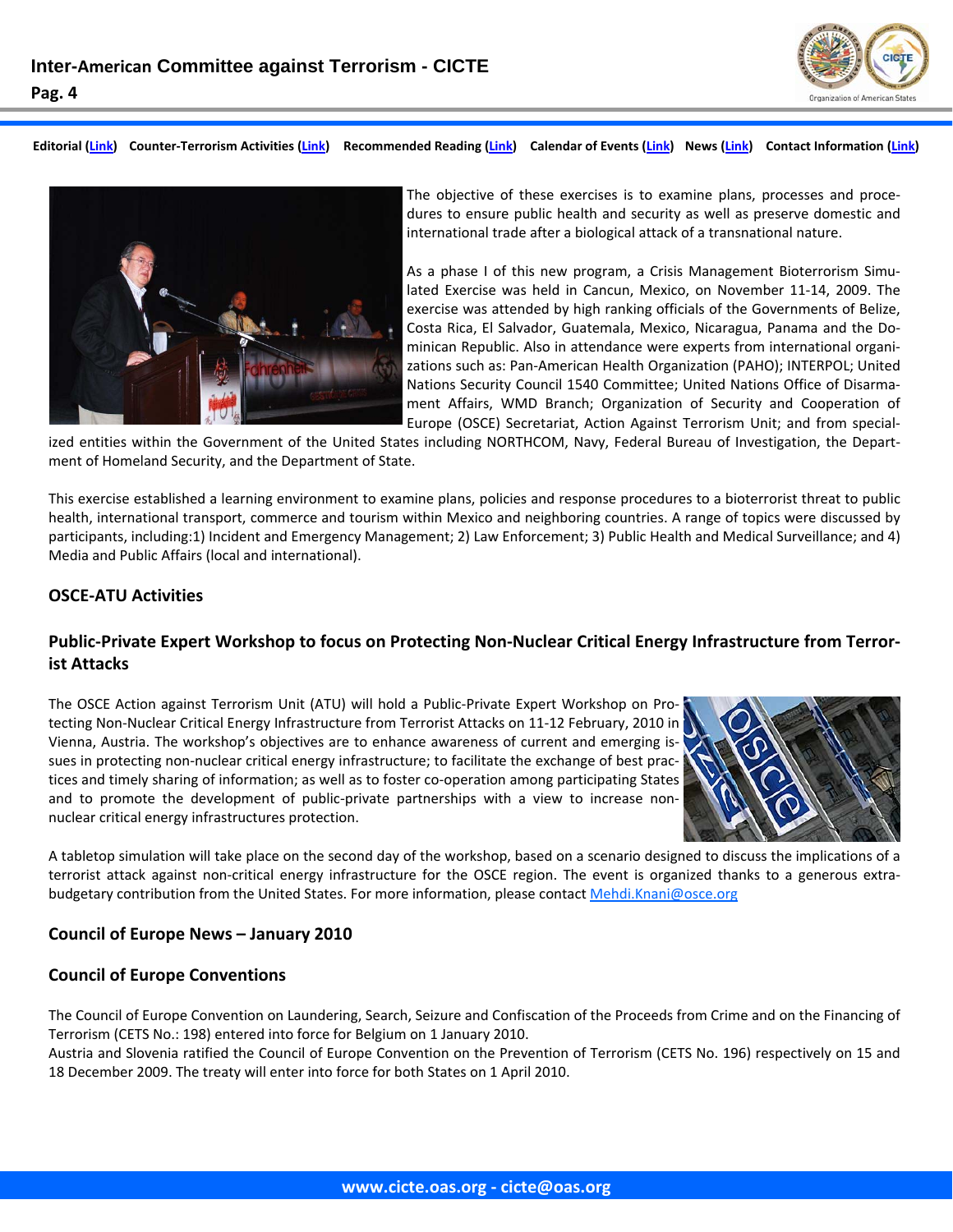Editorial (Link) Counter-Terrorism Activities (Link) Recommended Reading (Link) Calendar of Events (Link) News (Link) Contact Information (Link)

The objective of these exercises is to examine plans, processes and procedures to ensure public health and security as well as preserve domestic and international trade after a biological attack of a transnational nature.

As a phase I of this new program, a Crisis Management Bioterrorism Simulated Exercise was held in Cancun, Mexico, on November 11-14, 2009. The exercise was attended by high ranking officials of the Governments of Belize, Costa Rica, El Salvador, Guatemala, Mexico, Nicaragua, Panama and the Dominican Republic. Also in attendance were experts from international organizations such as: Pan-American Health Organization (PAHO); INTERPOL; United Nations Security Council 1540 Committee; United Nations Office of Disarmament Affairs, WMD Branch; Organization of Security and Cooperation of Europe (OSCE) Secretariat, Action Against Terrorism Unit; and from specialized entities within the Government of the United States including NORTHCOM, Navy, Federal Bureau of Investigation, the Department of Homeland Security, and the Department of State.

This exercise established a learning environment to examine plans, policies and response procedures to a bioterrorist threat to public health, international transport, commerce and tourism within Mexico and neighboring countries. A range of topics were discussed by participants, including:1) Incident and Emergency Management; 2) Law Enforcement; 3) Public Health and Medical Surveillance; and 4) Media and Public Affairs (local and international).

## OSCE-ATU Activities

### Public-Private Expert Workshop to focus on Protecting Non-Nuclear Critical Energy Infrastructure from Terrorist Attacks

The OSCE Action against Terrorism Unit (ATU) will hold a Public-Private Expert Workshop on Protecting Non-Nuclear Critical Energy Infrastructure from Terrorist Attacks on 11-12 February, 2010 in Vienna, Austria. The workshop's objectives are to enhance awareness of current and emerging issues in protecting non-nuclear critical energy infrastructure; to facilitate the exchange of best practices and timely sharing of information; as well as to foster co-operation among participating States and to promote the development of public-private partnerships with a view to increase non-nuclear critical energy infrastructures protection.

A tabletop simulation will take place on the second day of the workshop, based on a scenario designed to discuss the implications of a terrorist attack against non-critical energy infrastructure for the OSCE region. The event is organized thanks to a generous extra-budgetary contribution from the United States. For more information, please contact Mehdi.Knani@osce.org

## Council of Europe News – January 2010

### Council of Europe Conventions

The Council of Europe Convention on Laundering, Search, Seizure and Confiscation of the Proceeds from Crime and on the Financing of Terrorism (CETS No.: 198) entered into force for Belgium on 1 January 2010.

Austria and Slovenia ratified the Council of Europe Convention on the Prevention of Terrorism (CETS No. 196) respectively on 15 and 18 December 2009. The treaty will enter into force for both States on 1 April 2010.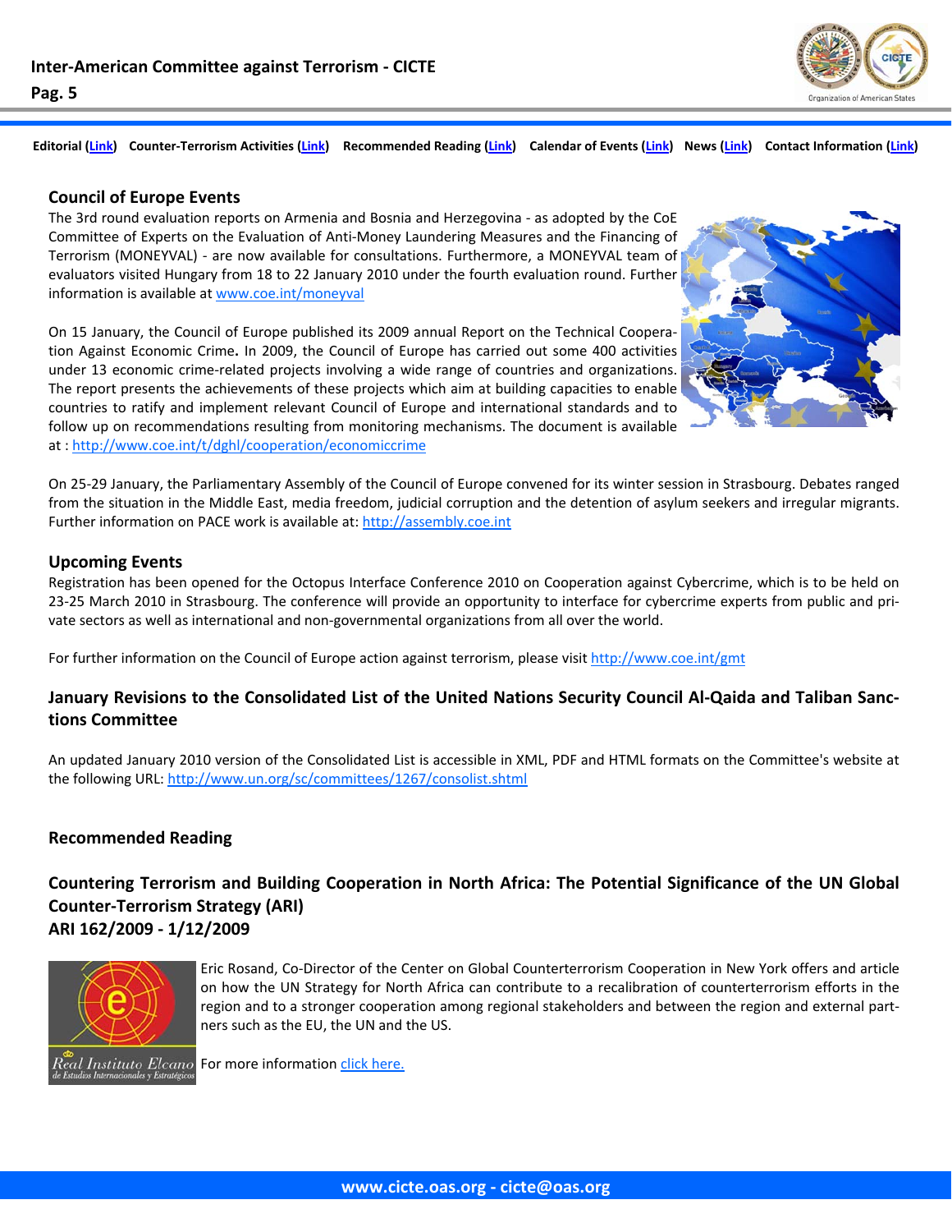Editorial (Link) Counter-Terrorism Activities (Link) Recommended Reading (Link) Calendar of Events (Link) News (Link) Contact Information (Link)

## Council of Europe Events

The 3rd round evaluation reports on Armenia and Bosnia and Herzegovina - as adopted by the CoE Committee of Experts on the Evaluation of Anti-Money Laundering Measures and the Financing of Terrorism (MONEYVAL) - are now available for consultations. Furthermore, a MONEYVAL team of evaluators visited Hungary from 18 to 22 January 2010 under the fourth evaluation round. Further information is available at www.coe.int/moneyval

On 15 January, the Council of Europe published its 2009 annual Report on the Technical Cooperation Against Economic Crime**.** In 2009, the Council of Europe has carried out some 400 activities under 13 economic crime-related projects involving a wide range of countries and organizations. The report presents the achievements of these projects which aim at building capacities to enable countries to ratify and implement relevant Council of Europe and international standards and to follow up on recommendations resulting from monitoring mechanisms. The document is available at : http://www.coe.int/t/dghl/cooperation/economiccrime

On 25-29 January, the Parliamentary Assembly of the Council of Europe convened for its winter session in Strasbourg. Debates ranged from the situation in the Middle East, media freedom, judicial corruption and the detention of asylum seekers and irregular migrants. Further information on PACE work is available at: http://assembly.coe.int

## Upcoming Events

Registration has been opened for the Octopus Interface Conference 2010 on Cooperation against Cybercrime, which is to be held on 23-25 March 2010 in Strasbourg. The conference will provide an opportunity to interface for cybercrime experts from public and private sectors as well as international and non-governmental organizations from all over the world.

For further information on the Council of Europe action against terrorism, please visit http://www.coe.int/gmt

## January Revisions to the Consolidated List of the United Nations Security Council Al-Qaida and Taliban Sanctions Committee

An updated January 2010 version of the Consolidated List is accessible in XML, PDF and HTML formats on the Committee's website at the following URL: http://www.un.org/sc/committees/1267/consolist.shtml

## Recommended Reading

### Countering Terrorism and Building Cooperation in North Africa: The Potential Significance of the UN Global Counter-Terrorism Strategy (ARI)
### ARI 162/2009 - 1/12/2009

Eric Rosand, Co-Director of the Center on Global Counterterrorism Cooperation in New York offers and article on how the UN Strategy for North Africa can contribute to a recalibration of counterterrorism efforts in the region and to a stronger cooperation among regional stakeholders and between the region and external partners such as the EU, the UN and the US.

For more information click here.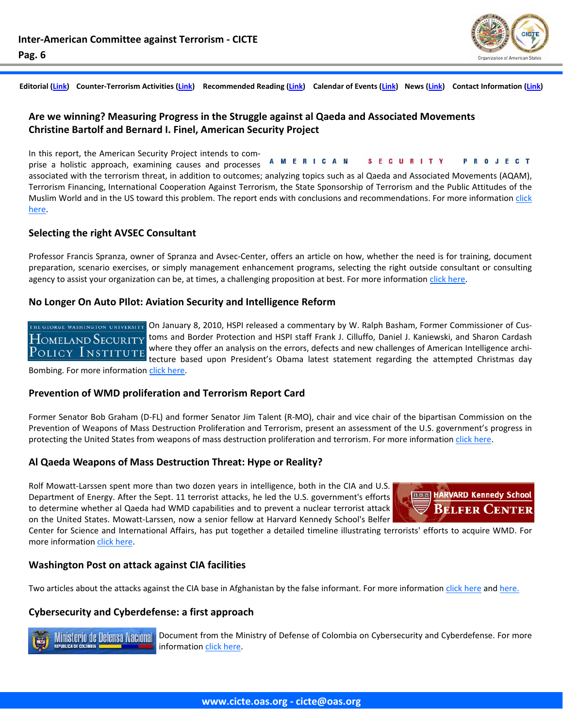Editorial (Link) Counter-Terrorism Activities (Link) Recommended Reading (Link) Calendar of Events (Link) News (Link) Contact Information (Link)

## Are we winning? Measuring Progress in the Struggle against al Qaeda and Associated Movements
## Christine Bartolf and Bernard I. Finel, American Security Project

In this report, the American Security Project intends to comprise a holistic approach, examining causes and processes associated with the terrorism threat, in addition to outcomes; analyzing topics such as al Qaeda and Associated Movements (AQAM), Terrorism Financing, International Cooperation Against Terrorism, the State Sponsorship of Terrorism and the Public Attitudes of the Muslim World and in the US toward this problem. The report ends with conclusions and recommendations. For more information click here.

## Selecting the right AVSEC Consultant

Professor Francis Spranza, owner of Spranza and Avsec-Center, offers an article on how, whether the need is for training, document preparation, scenario exercises, or simply management enhancement programs, selecting the right outside consultant or consulting agency to assist your organization can be, at times, a challenging proposition at best. For more information click here.

## No Longer On Auto PIlot: Aviation Security and Intelligence Reform

On January 8, 2010, HSPI released a commentary by W. Ralph Basham, Former Commissioner of Customs and Border Protection and HSPI staff Frank J. Cilluffo, Daniel J. Kaniewski, and Sharon Cardash where they offer an analysis on the errors, defects and new challenges of American Intelligence architecture based upon President's Obama latest statement regarding the attempted Christmas day Bombing. For more information click here.

## Prevention of WMD proliferation and Terrorism Report Card

Former Senator Bob Graham (D-FL) and former Senator Jim Talent (R-MO), chair and vice chair of the bipartisan Commission on the Prevention of Weapons of Mass Destruction Proliferation and Terrorism, present an assessment of the U.S. government's progress in protecting the United States from weapons of mass destruction proliferation and terrorism. For more information click here.

## Al Qaeda Weapons of Mass Destruction Threat: Hype or Reality?

Rolf Mowatt-Larssen spent more than two dozen years in intelligence, both in the CIA and U.S. Department of Energy. After the Sept. 11 terrorist attacks, he led the U.S. government's efforts to determine whether al Qaeda had WMD capabilities and to prevent a nuclear terrorist attack on the United States. Mowatt-Larssen, now a senior fellow at Harvard Kennedy School's Belfer Center for Science and International Affairs, has put together a detailed timeline illustrating terrorists' efforts to acquire WMD. For more information click here.

## Washington Post on attack against CIA facilities

Two articles about the attacks against the CIA base in Afghanistan by the false informant. For more information click here and here.

## Cybersecurity and Cyberdefense: a first approach

Document from the Ministry of Defense of Colombia on Cybersecurity and Cyberdefense. For more information click here.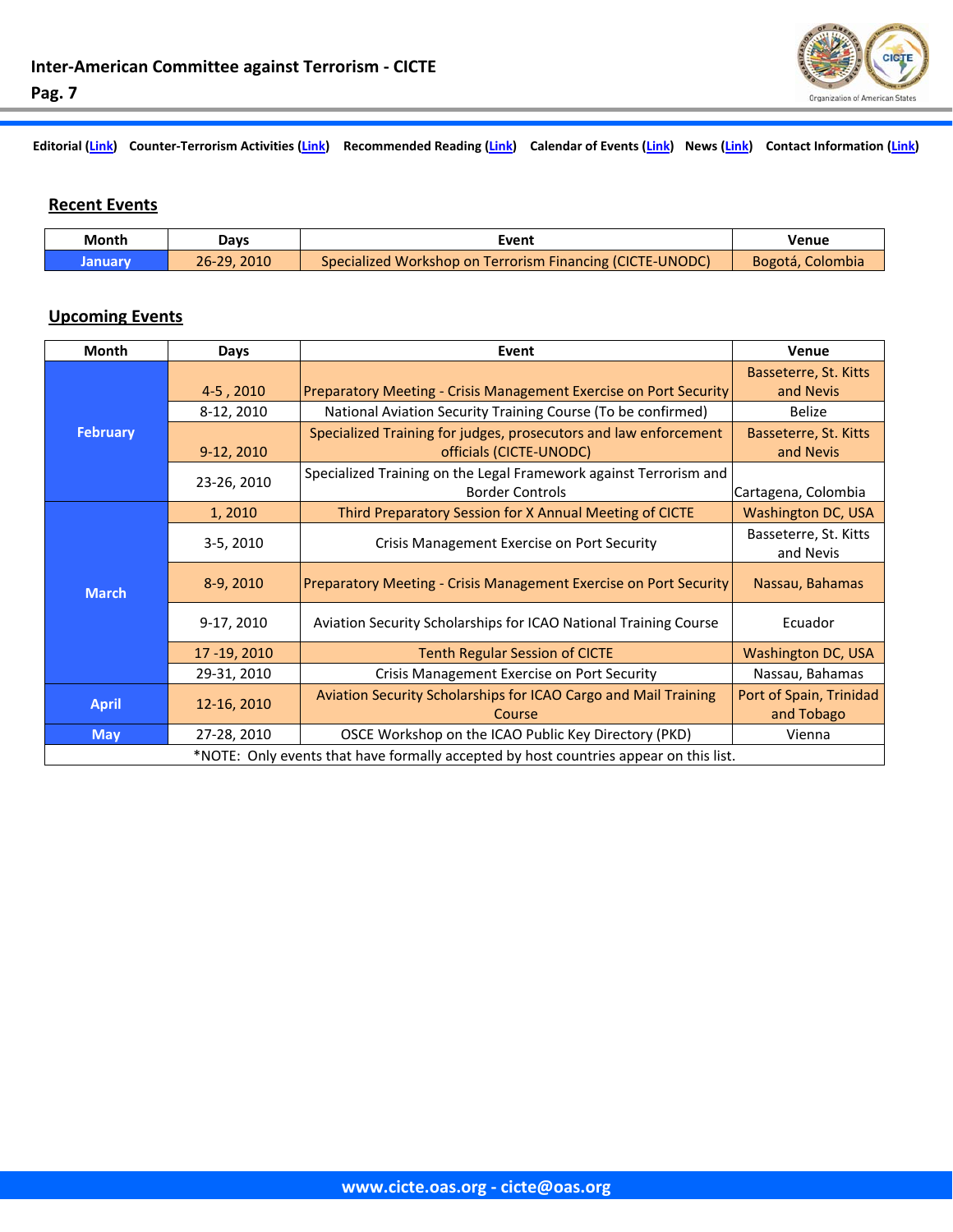Editorial (Link) Counter-Terrorism Activities (Link) Recommended Reading (Link) Calendar of Events (Link) News (Link) Contact Information (Link)

## Recent Events

| Month | Days | Event | Venue |
|---|---|---|---|
| January | 26-29, 2010 | Specialized Workshop on Terrorism Financing (CICTE-UNODC) | Bogotá, Colombia |

## Upcoming Events

| Month | Days | Event | Venue |
|---|---|---|---|
| February | 4-5 , 2010 | Preparatory Meeting - Crisis Management Exercise on Port Security | Basseterre, St. Kitts and Nevis |
| | 8-12, 2010 | National Aviation Security Training Course (To be confirmed) | Belize |
| | 9-12, 2010 | Specialized Training for judges, prosecutors and law enforcement officials (CICTE-UNODC) | Basseterre, St. Kitts and Nevis |
| | 23-26, 2010 | Specialized Training on the Legal Framework against Terrorism and Border Controls | Cartagena, Colombia |
| March | 1, 2010 | Third Preparatory Session for X Annual Meeting of CICTE | Washington DC, USA |
| | 3-5, 2010 | Crisis Management Exercise on Port Security | Basseterre, St. Kitts and Nevis |
| | 8-9, 2010 | Preparatory Meeting - Crisis Management Exercise on Port Security | Nassau, Bahamas |
| | 9-17, 2010 | Aviation Security Scholarships for ICAO National Training Course | Ecuador |
| | 17 -19, 2010 | Tenth Regular Session of CICTE | Washington DC, USA |
| | 29-31, 2010 | Crisis Management Exercise on Port Security | Nassau, Bahamas |
| April | 12-16, 2010 | Aviation Security Scholarships for ICAO Cargo and Mail Training Course | Port of Spain, Trinidad and Tobago |
| May | 27-28, 2010 | OSCE Workshop on the ICAO Public Key Directory (PKD) | Vienna |

*NOTE: Only events that have formally accepted by host countries appear on this list.

www.cicte.oas.org - cicte@oas.org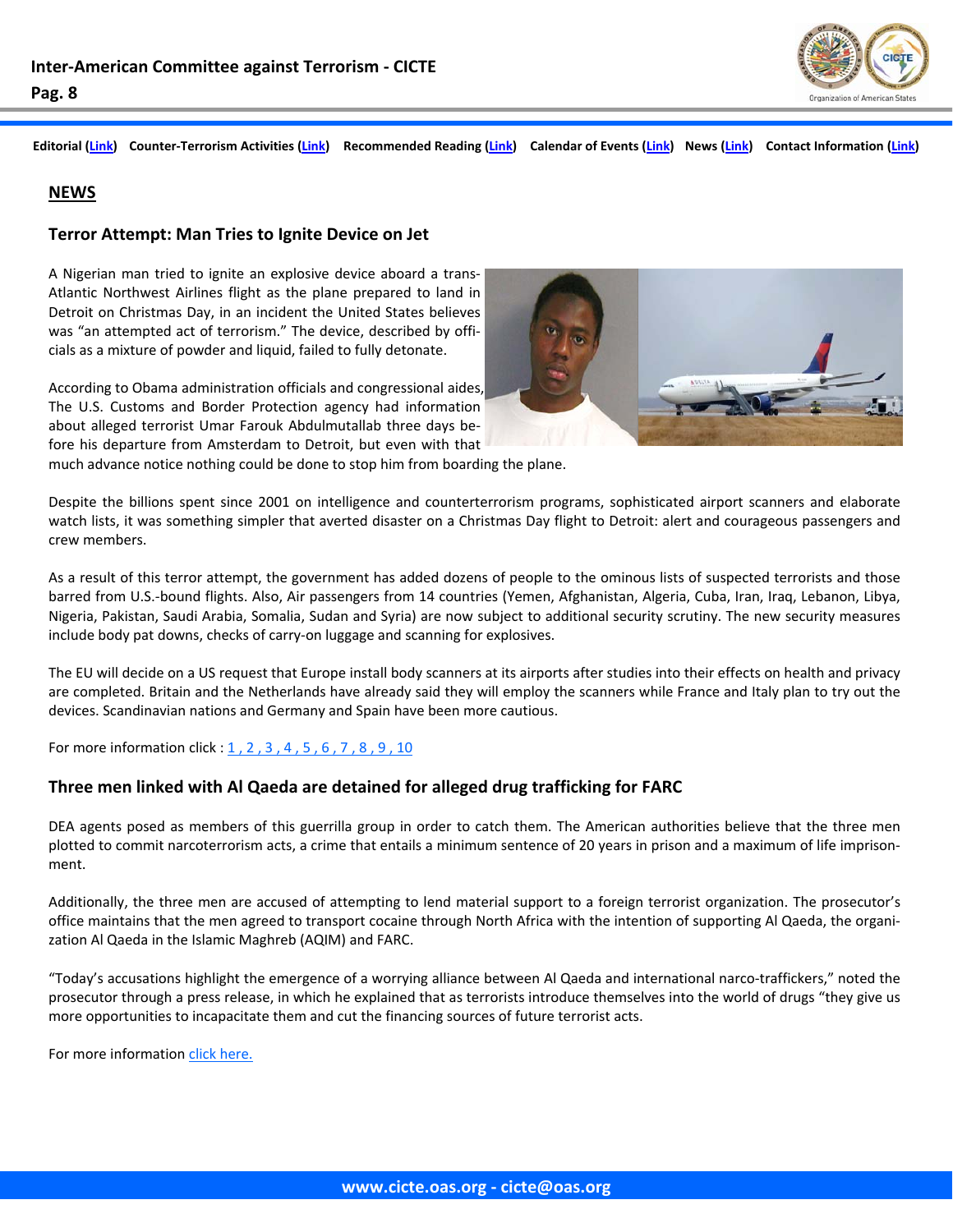Editorial (Link) Counter-Terrorism Activities (Link) Recommended Reading (Link) Calendar of Events (Link) News (Link) Contact Information (Link)

## NEWS

### Terror Attempt: Man Tries to Ignite Device on Jet

A Nigerian man tried to ignite an explosive device aboard a trans-Atlantic Northwest Airlines flight as the plane prepared to land in Detroit on Christmas Day, in an incident the United States believes was "an attempted act of terrorism." The device, described by officials as a mixture of powder and liquid, failed to fully detonate.

According to Obama administration officials and congressional aides, The U.S. Customs and Border Protection agency had information about alleged terrorist Umar Farouk Abdulmutallab three days before his departure from Amsterdam to Detroit, but even with that much advance notice nothing could be done to stop him from boarding the plane.

Despite the billions spent since 2001 on intelligence and counterterrorism programs, sophisticated airport scanners and elaborate watch lists, it was something simpler that averted disaster on a Christmas Day flight to Detroit: alert and courageous passengers and crew members.

As a result of this terror attempt, the government has added dozens of people to the ominous lists of suspected terrorists and those barred from U.S.-bound flights. Also, Air passengers from 14 countries (Yemen, Afghanistan, Algeria, Cuba, Iran, Iraq, Lebanon, Libya, Nigeria, Pakistan, Saudi Arabia, Somalia, Sudan and Syria) are now subject to additional security scrutiny. The new security measures include body pat downs, checks of carry-on luggage and scanning for explosives.

The EU will decide on a US request that Europe install body scanners at its airports after studies into their effects on health and privacy are completed. Britain and the Netherlands have already said they will employ the scanners while France and Italy plan to try out the devices. Scandinavian nations and Germany and Spain have been more cautious.

For more information click : 1 , 2 , 3 , 4 , 5 , 6 , 7 , 8 , 9 , 10

### Three men linked with Al Qaeda are detained for alleged drug trafficking for FARC

DEA agents posed as members of this guerrilla group in order to catch them. The American authorities believe that the three men plotted to commit narcoterrorism acts, a crime that entails a minimum sentence of 20 years in prison and a maximum of life imprisonment.

Additionally, the three men are accused of attempting to lend material support to a foreign terrorist organization. The prosecutor's office maintains that the men agreed to transport cocaine through North Africa with the intention of supporting Al Qaeda, the organization Al Qaeda in the Islamic Maghreb (AQIM) and FARC.

"Today's accusations highlight the emergence of a worrying alliance between Al Qaeda and international narco-traffickers," noted the prosecutor through a press release, in which he explained that as terrorists introduce themselves into the world of drugs "they give us more opportunities to incapacitate them and cut the financing sources of future terrorist acts.

For more information click here.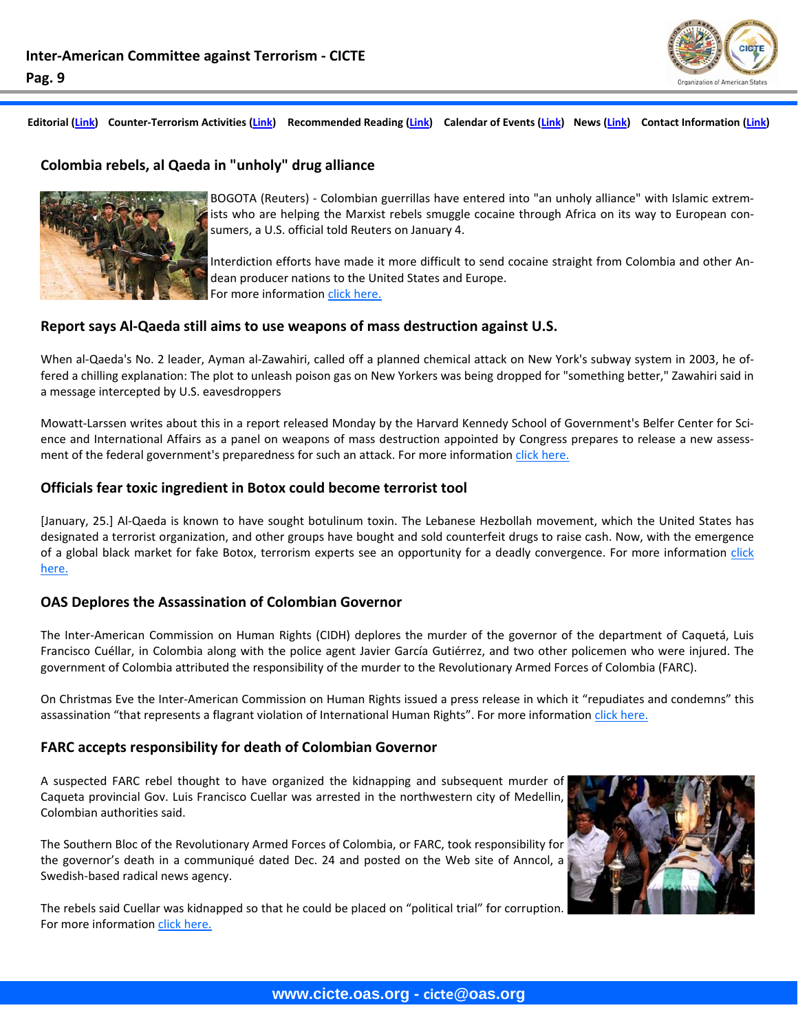Editorial (Link) Counter-Terrorism Activities (Link) Recommended Reading (Link) Calendar of Events (Link) News (Link) Contact Information (Link)

## Colombia rebels, al Qaeda in "unholy" drug alliance

BOGOTA (Reuters) - Colombian guerrillas have entered into "an unholy alliance" with Islamic extremists who are helping the Marxist rebels smuggle cocaine through Africa on its way to European consumers, a U.S. official told Reuters on January 4.

Interdiction efforts have made it more difficult to send cocaine straight from Colombia and other Andean producer nations to the United States and Europe.
For more information click here.

## Report says Al-Qaeda still aims to use weapons of mass destruction against U.S.

When al-Qaeda's No. 2 leader, Ayman al-Zawahiri, called off a planned chemical attack on New York's subway system in 2003, he offered a chilling explanation: The plot to unleash poison gas on New Yorkers was being dropped for "something better," Zawahiri said in a message intercepted by U.S. eavesdroppers

Mowatt-Larssen writes about this in a report released Monday by the Harvard Kennedy School of Government's Belfer Center for Science and International Affairs as a panel on weapons of mass destruction appointed by Congress prepares to release a new assessment of the federal government's preparedness for such an attack. For more information click here.

## Officials fear toxic ingredient in Botox could become terrorist tool

[January, 25.] Al-Qaeda is known to have sought botulinum toxin. The Lebanese Hezbollah movement, which the United States has designated a terrorist organization, and other groups have bought and sold counterfeit drugs to raise cash. Now, with the emergence of a global black market for fake Botox, terrorism experts see an opportunity for a deadly convergence. For more information click here.

## OAS Deplores the Assassination of Colombian Governor

The Inter-American Commission on Human Rights (CIDH) deplores the murder of the governor of the department of Caquetá, Luis Francisco Cuéllar, in Colombia along with the police agent Javier García Gutiérrez, and two other policemen who were injured. The government of Colombia attributed the responsibility of the murder to the Revolutionary Armed Forces of Colombia (FARC).

On Christmas Eve the Inter-American Commission on Human Rights issued a press release in which it "repudiates and condemns" this assassination "that represents a flagrant violation of International Human Rights". For more information click here.

## FARC accepts responsibility for death of Colombian Governor

A suspected FARC rebel thought to have organized the kidnapping and subsequent murder of Caqueta provincial Gov. Luis Francisco Cuellar was arrested in the northwestern city of Medellin, Colombian authorities said.

The Southern Bloc of the Revolutionary Armed Forces of Colombia, or FARC, took responsibility for the governor's death in a communiqué dated Dec. 24 and posted on the Web site of Anncol, a Swedish-based radical news agency.

The rebels said Cuellar was kidnapped so that he could be placed on "political trial" for corruption. For more information click here.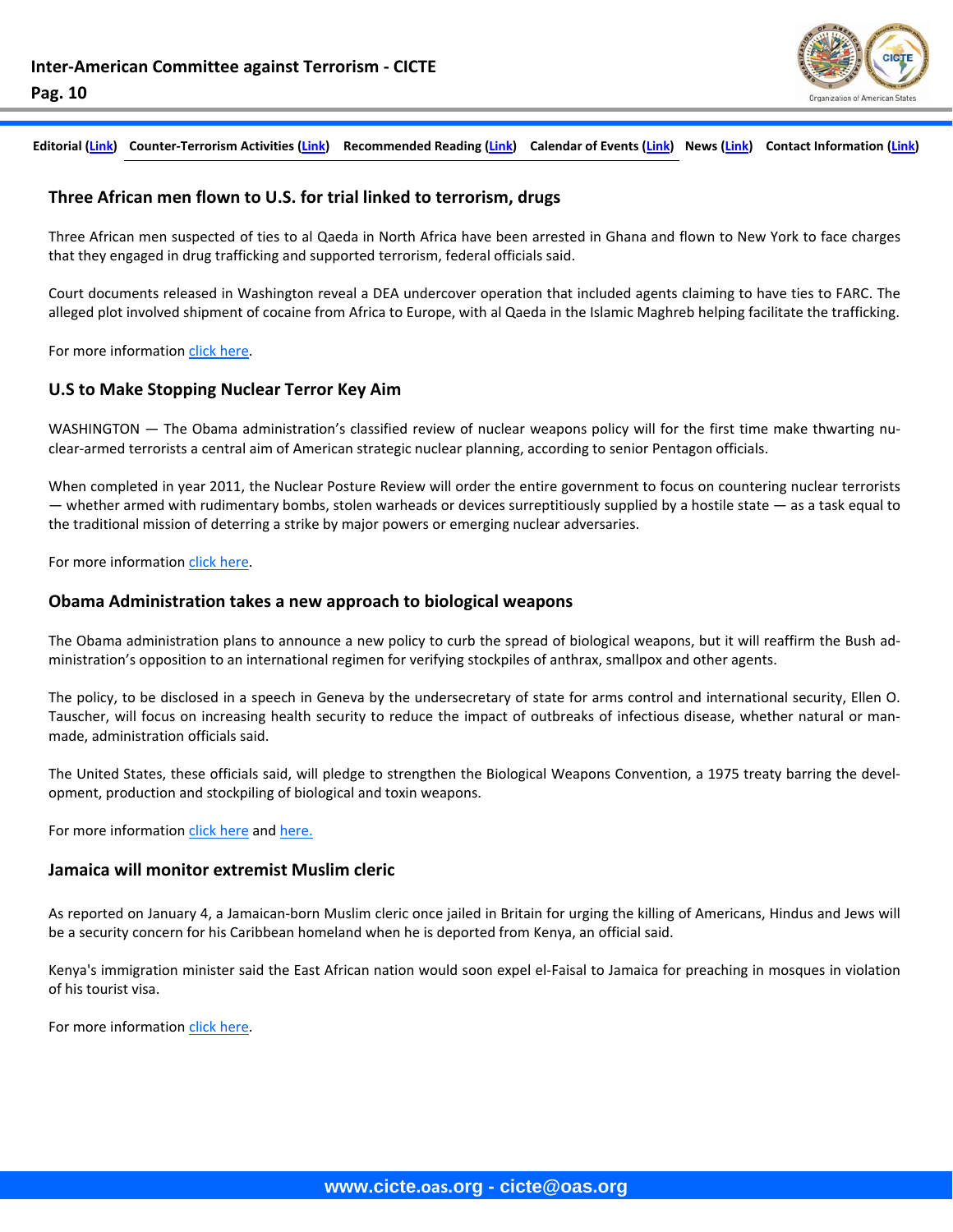Editorial (Link) Counter-Terrorism Activities (Link) Recommended Reading (Link) Calendar of Events (Link) News (Link) Contact Information (Link)

## Three African men flown to U.S. for trial linked to terrorism, drugs

Three African men suspected of ties to al Qaeda in North Africa have been arrested in Ghana and flown to New York to face charges that they engaged in drug trafficking and supported terrorism, federal officials said.

Court documents released in Washington reveal a DEA undercover operation that included agents claiming to have ties to FARC. The alleged plot involved shipment of cocaine from Africa to Europe, with al Qaeda in the Islamic Maghreb helping facilitate the trafficking.

For more information click here.

## U.S to Make Stopping Nuclear Terror Key Aim

WASHINGTON — The Obama administration's classified review of nuclear weapons policy will for the first time make thwarting nuclear-armed terrorists a central aim of American strategic nuclear planning, according to senior Pentagon officials.

When completed in year 2011, the Nuclear Posture Review will order the entire government to focus on countering nuclear terrorists — whether armed with rudimentary bombs, stolen warheads or devices surreptitiously supplied by a hostile state — as a task equal to the traditional mission of deterring a strike by major powers or emerging nuclear adversaries.

For more information click here.

## Obama Administration takes a new approach to biological weapons

The Obama administration plans to announce a new policy to curb the spread of biological weapons, but it will reaffirm the Bush administration's opposition to an international regimen for verifying stockpiles of anthrax, smallpox and other agents.

The policy, to be disclosed in a speech in Geneva by the undersecretary of state for arms control and international security, Ellen O. Tauscher, will focus on increasing health security to reduce the impact of outbreaks of infectious disease, whether natural or man-made, administration officials said.

The United States, these officials said, will pledge to strengthen the Biological Weapons Convention, a 1975 treaty barring the development, production and stockpiling of biological and toxin weapons.

For more information click here and here.

## Jamaica will monitor extremist Muslim cleric

As reported on January 4, a Jamaican-born Muslim cleric once jailed in Britain for urging the killing of Americans, Hindus and Jews will be a security concern for his Caribbean homeland when he is deported from Kenya, an official said.

Kenya's immigration minister said the East African nation would soon expel el-Faisal to Jamaica for preaching in mosques in violation of his tourist visa.

For more information click here.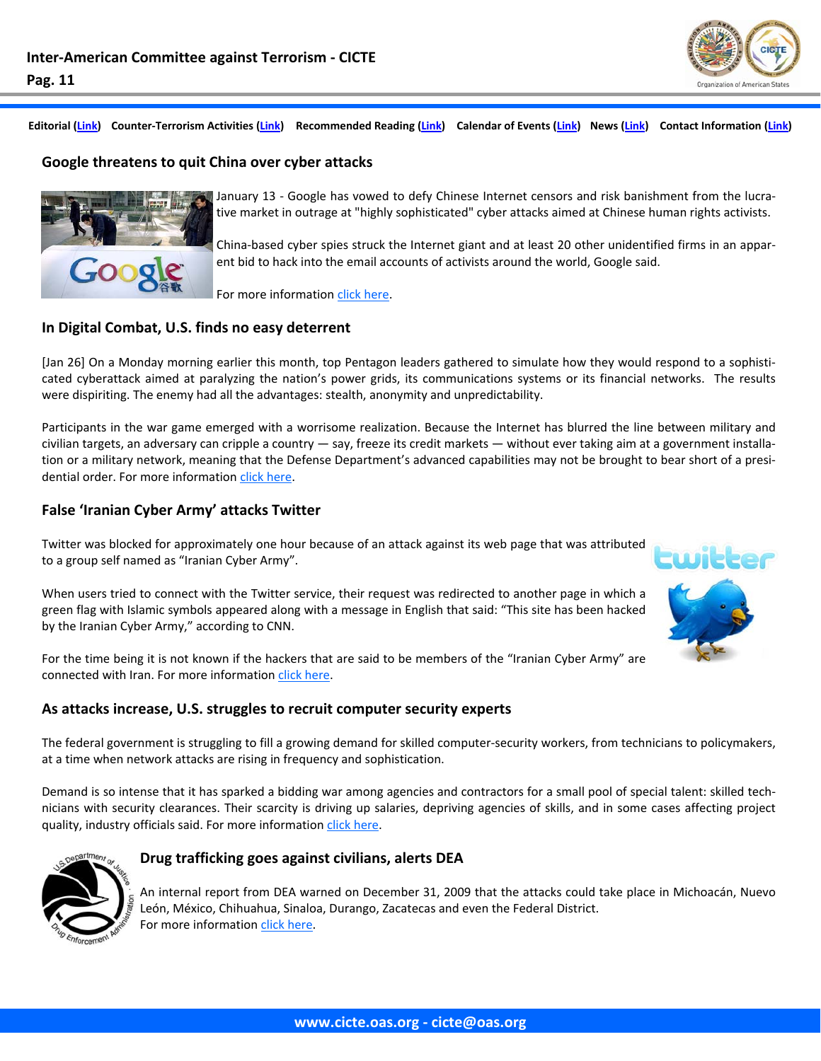Editorial (Link) Counter-Terrorism Activities (Link) Recommended Reading (Link) Calendar of Events (Link) News (Link) Contact Information (Link)

## Google threatens to quit China over cyber attacks

January 13 - Google has vowed to defy Chinese Internet censors and risk banishment from the lucrative market in outrage at "highly sophisticated" cyber attacks aimed at Chinese human rights activists.

China-based cyber spies struck the Internet giant and at least 20 other unidentified firms in an apparent bid to hack into the email accounts of activists around the world, Google said.

For more information click here.

## In Digital Combat, U.S. finds no easy deterrent

[Jan 26] On a Monday morning earlier this month, top Pentagon leaders gathered to simulate how they would respond to a sophisticated cyberattack aimed at paralyzing the nation's power grids, its communications systems or its financial networks. The results were dispiriting. The enemy had all the advantages: stealth, anonymity and unpredictability.

Participants in the war game emerged with a worrisome realization. Because the Internet has blurred the line between military and civilian targets, an adversary can cripple a country — say, freeze its credit markets — without ever taking aim at a government installation or a military network, meaning that the Defense Department's advanced capabilities may not be brought to bear short of a presidential order. For more information click here.

## False 'Iranian Cyber Army' attacks Twitter

Twitter was blocked for approximately one hour because of an attack against its web page that was attributed to a group self named as "Iranian Cyber Army".

When users tried to connect with the Twitter service, their request was redirected to another page in which a green flag with Islamic symbols appeared along with a message in English that said: "This site has been hacked by the Iranian Cyber Army," according to CNN.

For the time being it is not known if the hackers that are said to be members of the "Iranian Cyber Army" are connected with Iran. For more information click here.

## As attacks increase, U.S. struggles to recruit computer security experts

The federal government is struggling to fill a growing demand for skilled computer-security workers, from technicians to policymakers, at a time when network attacks are rising in frequency and sophistication.

Demand is so intense that it has sparked a bidding war among agencies and contractors for a small pool of special talent: skilled technicians with security clearances. Their scarcity is driving up salaries, depriving agencies of skills, and in some cases affecting project quality, industry officials said. For more information click here.

## Drug trafficking goes against civilians, alerts DEA

An internal report from DEA warned on December 31, 2009 that the attacks could take place in Michoacán, Nuevo León, México, Chihuahua, Sinaloa, Durango, Zacatecas and even the Federal District.
For more information click here.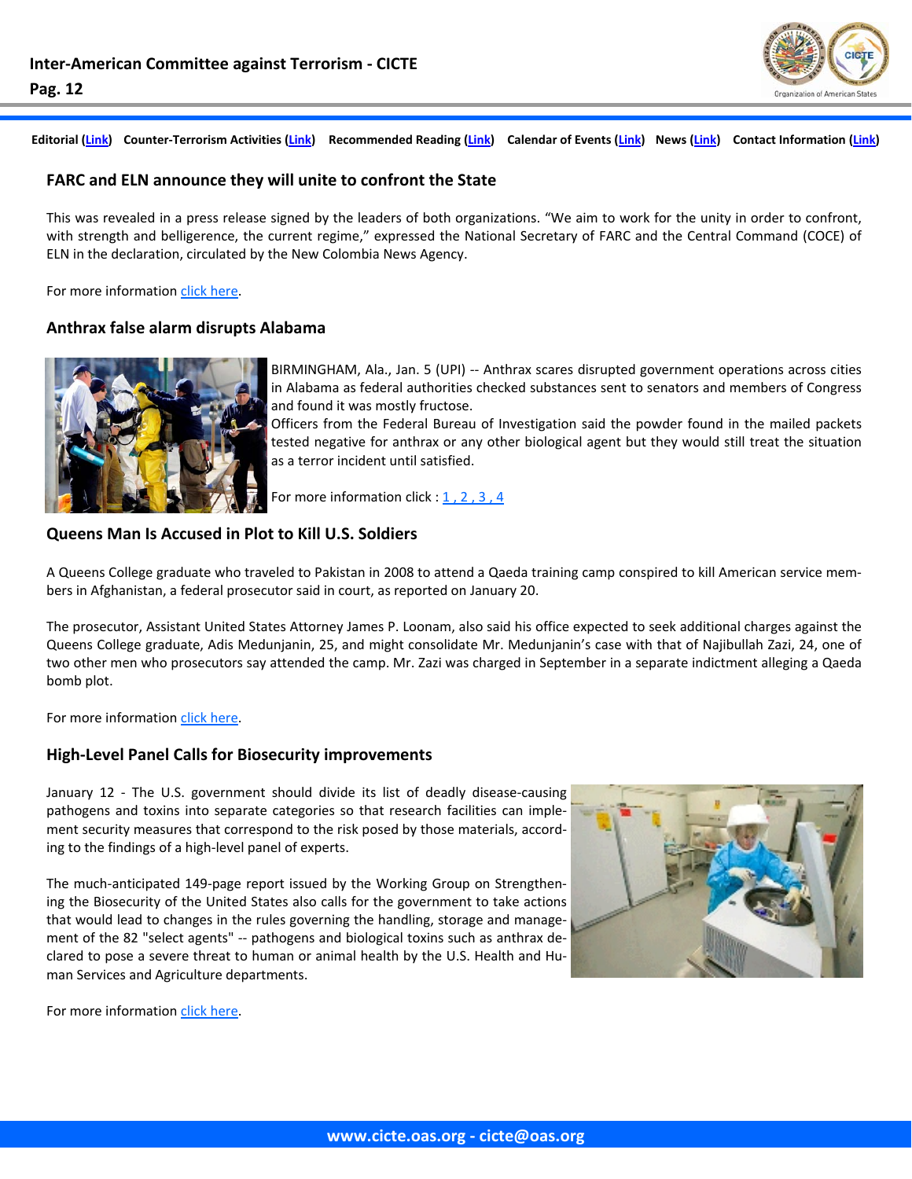Editorial (Link) Counter-Terrorism Activities (Link) Recommended Reading (Link) Calendar of Events (Link) News (Link) Contact Information (Link)

## FARC and ELN announce they will unite to confront the State

This was revealed in a press release signed by the leaders of both organizations. "We aim to work for the unity in order to confront, with strength and belligerence, the current regime," expressed the National Secretary of FARC and the Central Command (COCE) of ELN in the declaration, circulated by the New Colombia News Agency.

For more information click here.

## Anthrax false alarm disrupts Alabama

BIRMINGHAM, Ala., Jan. 5 (UPI) -- Anthrax scares disrupted government operations across cities in Alabama as federal authorities checked substances sent to senators and members of Congress and found it was mostly fructose.

Officers from the Federal Bureau of Investigation said the powder found in the mailed packets tested negative for anthrax or any other biological agent but they would still treat the situation as a terror incident until satisfied.

For more information click : 1 , 2 , 3 , 4

## Queens Man Is Accused in Plot to Kill U.S. Soldiers

A Queens College graduate who traveled to Pakistan in 2008 to attend a Qaeda training camp conspired to kill American service members in Afghanistan, a federal prosecutor said in court, as reported on January 20.

The prosecutor, Assistant United States Attorney James P. Loonam, also said his office expected to seek additional charges against the Queens College graduate, Adis Medunjanin, 25, and might consolidate Mr. Medunjanin's case with that of Najibullah Zazi, 24, one of two other men who prosecutors say attended the camp. Mr. Zazi was charged in September in a separate indictment alleging a Qaeda bomb plot.

For more information click here.

## High-Level Panel Calls for Biosecurity improvements

January 12 - The U.S. government should divide its list of deadly disease-causing pathogens and toxins into separate categories so that research facilities can implement security measures that correspond to the risk posed by those materials, according to the findings of a high-level panel of experts.

The much-anticipated 149-page report issued by the Working Group on Strengthening the Biosecurity of the United States also calls for the government to take actions that would lead to changes in the rules governing the handling, storage and management of the 82 "select agents" -- pathogens and biological toxins such as anthrax declared to pose a severe threat to human or animal health by the U.S. Health and Human Services and Agriculture departments.

For more information click here.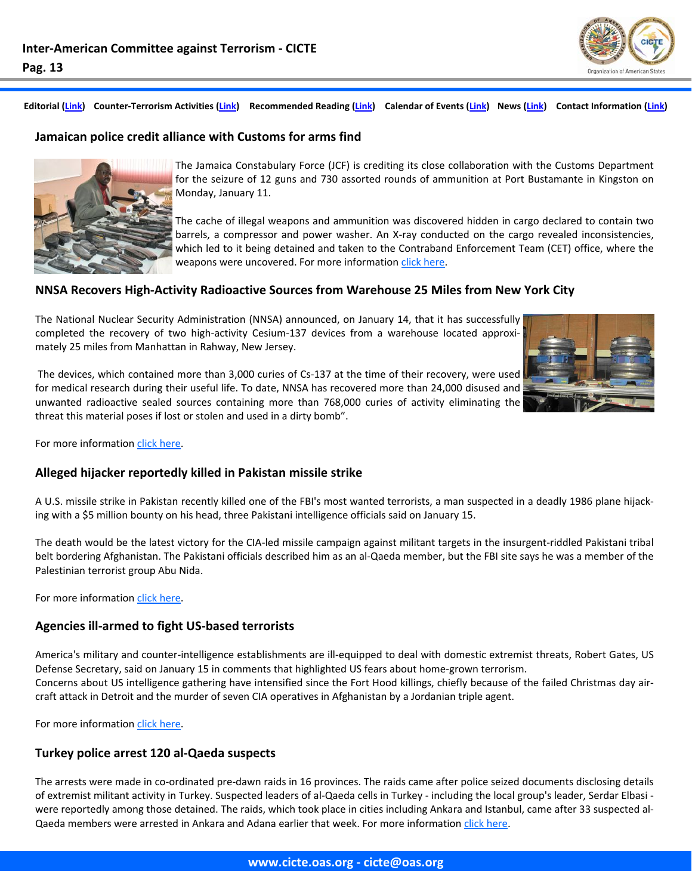Editorial (Link) Counter-Terrorism Activities (Link) Recommended Reading (Link) Calendar of Events (Link) News (Link) Contact Information (Link)

## Jamaican police credit alliance with Customs for arms find

The Jamaica Constabulary Force (JCF) is crediting its close collaboration with the Customs Department for the seizure of 12 guns and 730 assorted rounds of ammunition at Port Bustamante in Kingston on Monday, January 11.

The cache of illegal weapons and ammunition was discovered hidden in cargo declared to contain two barrels, a compressor and power washer. An X-ray conducted on the cargo revealed inconsistencies, which led to it being detained and taken to the Contraband Enforcement Team (CET) office, where the weapons were uncovered. For more information click here.

## NNSA Recovers High-Activity Radioactive Sources from Warehouse 25 Miles from New York City

The National Nuclear Security Administration (NNSA) announced, on January 14, that it has successfully completed the recovery of two high-activity Cesium-137 devices from a warehouse located approximately 25 miles from Manhattan in Rahway, New Jersey.

The devices, which contained more than 3,000 curies of Cs-137 at the time of their recovery, were used for medical research during their useful life. To date, NNSA has recovered more than 24,000 disused and unwanted radioactive sealed sources containing more than 768,000 curies of activity eliminating the threat this material poses if lost or stolen and used in a dirty bomb".

For more information click here.

## Alleged hijacker reportedly killed in Pakistan missile strike

A U.S. missile strike in Pakistan recently killed one of the FBI's most wanted terrorists, a man suspected in a deadly 1986 plane hijacking with a $5 million bounty on his head, three Pakistani intelligence officials said on January 15.

The death would be the latest victory for the CIA-led missile campaign against militant targets in the insurgent-riddled Pakistani tribal belt bordering Afghanistan. The Pakistani officials described him as an al-Qaeda member, but the FBI site says he was a member of the Palestinian terrorist group Abu Nida.

For more information click here.

## Agencies ill-armed to fight US-based terrorists

America's military and counter-intelligence establishments are ill-equipped to deal with domestic extremist threats, Robert Gates, US Defense Secretary, said on January 15 in comments that highlighted US fears about home-grown terrorism.
Concerns about US intelligence gathering have intensified since the Fort Hood killings, chiefly because of the failed Christmas day aircraft attack in Detroit and the murder of seven CIA operatives in Afghanistan by a Jordanian triple agent.

For more information click here.

## Turkey police arrest 120 al-Qaeda suspects

The arrests were made in co-ordinated pre-dawn raids in 16 provinces. The raids came after police seized documents disclosing details of extremist militant activity in Turkey. Suspected leaders of al-Qaeda cells in Turkey - including the local group's leader, Serdar Elbasi - were reportedly among those detained. The raids, which took place in cities including Ankara and Istanbul, came after 33 suspected al-Qaeda members were arrested in Ankara and Adana earlier that week. For more information click here.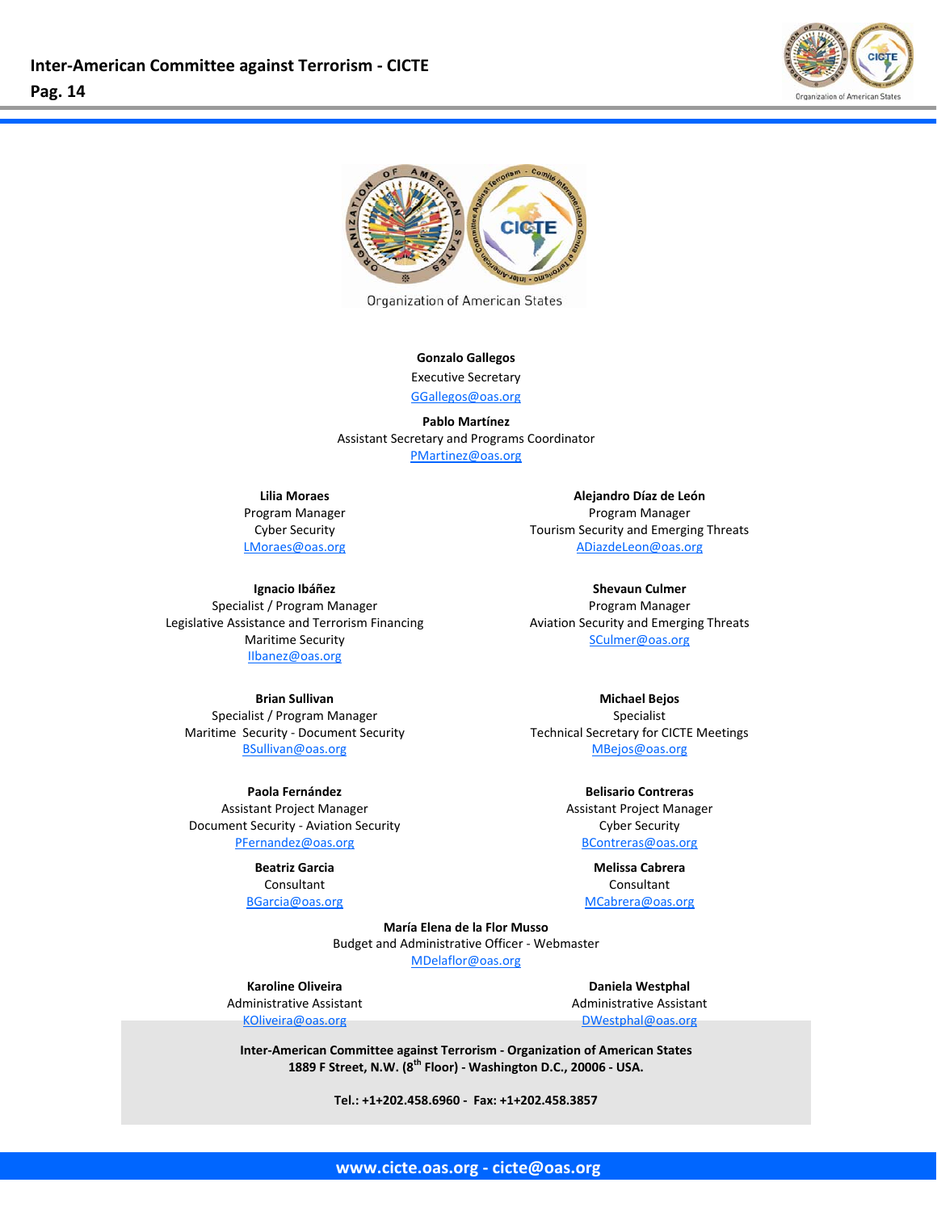Organization of American States

**Gonzalo Gallegos**
Executive Secretary
GGallegos@oas.org

**Pablo Martínez**
Assistant Secretary and Programs Coordinator
PMartinez@oas.org

**Lilia Moraes**
Program Manager
Cyber Security
LMoraes@oas.org

**Alejandro Díaz de León**
Program Manager
Tourism Security and Emerging Threats
ADiazdeLeon@oas.org

**Ignacio Ibáñez**
Specialist / Program Manager
Legislative Assistance and Terrorism Financing
Maritime Security
IIbanez@oas.org

**Shevaun Culmer**
Program Manager
Aviation Security and Emerging Threats
SCulmer@oas.org

**Brian Sullivan**
Specialist / Program Manager
Maritime Security - Document Security
BSullivan@oas.org

**Michael Bejos**
Specialist
Technical Secretary for CICTE Meetings
MBejos@oas.org

**Paola Fernández**
Assistant Project Manager
Document Security - Aviation Security
PFernandez@oas.org

**Belisario Contreras**
Assistant Project Manager
Cyber Security
BContreras@oas.org

**Beatriz Garcia**
Consultant
BGarcia@oas.org

**Melissa Cabrera**
Consultant
MCabrera@oas.org

**María Elena de la Flor Musso**
Budget and Administrative Officer - Webmaster
MDelaflor@oas.org

**Karoline Oliveira**
Administrative Assistant
KOliveira@oas.org

**Daniela Westphal**
Administrative Assistant
DWestphal@oas.org

**Inter-American Committee against Terrorism - Organization of American States**
**1889 F Street, N.W. (8th Floor) - Washington D.C., 20006 - USA.**

**Tel.: +1+202.458.6960 - Fax: +1+202.458.3857**

**www.cicte.oas.org - cicte@oas.org**